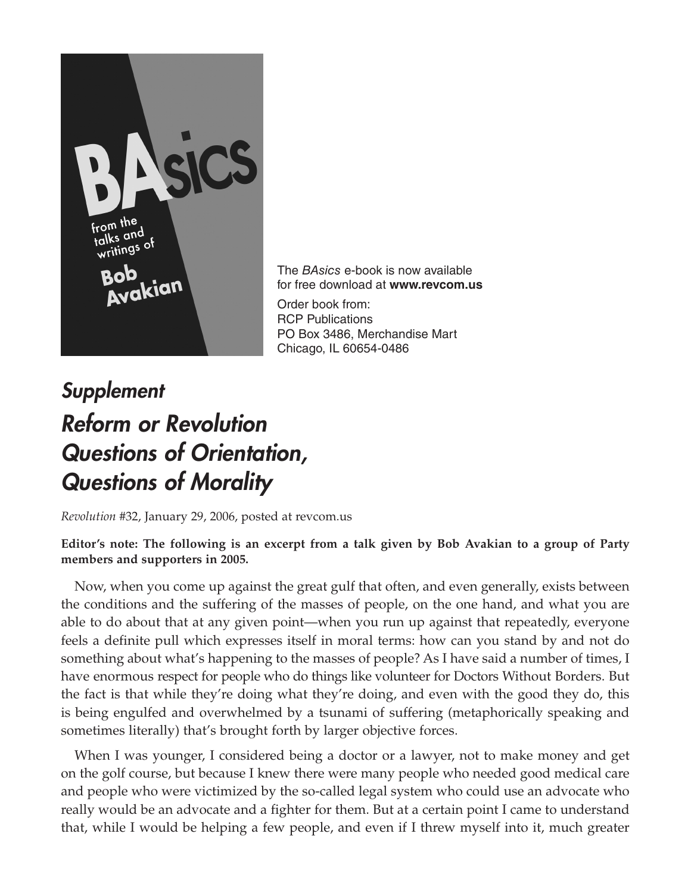BAsics

from the talks and writings of

Bob Avakian

The *BAsics* e-book is now available for free download at **www.revcom.us**

Order book from:
RCP Publications
PO Box 3486, Merchandise Mart
Chicago, IL 60654-0486

# *Supplement*

# *Reform or Revolution Questions of Orientation, Questions of Morality*

*Revolution* #32, January 29, 2006, posted at revcom.us

**Editor's note: The following is an excerpt from a talk given by Bob Avakian to a group of Party members and supporters in 2005.**

Now, when you come up against the great gulf that often, and even generally, exists between the conditions and the suffering of the masses of people, on the one hand, and what you are able to do about that at any given point—when you run up against that repeatedly, everyone feels a definite pull which expresses itself in moral terms: how can you stand by and not do something about what's happening to the masses of people? As I have said a number of times, I have enormous respect for people who do things like volunteer for Doctors Without Borders. But the fact is that while they're doing what they're doing, and even with the good they do, this is being engulfed and overwhelmed by a tsunami of suffering (metaphorically speaking and sometimes literally) that's brought forth by larger objective forces.

When I was younger, I considered being a doctor or a lawyer, not to make money and get on the golf course, but because I knew there were many people who needed good medical care and people who were victimized by the so-called legal system who could use an advocate who really would be an advocate and a fighter for them. But at a certain point I came to understand that, while I would be helping a few people, and even if I threw myself into it, much greater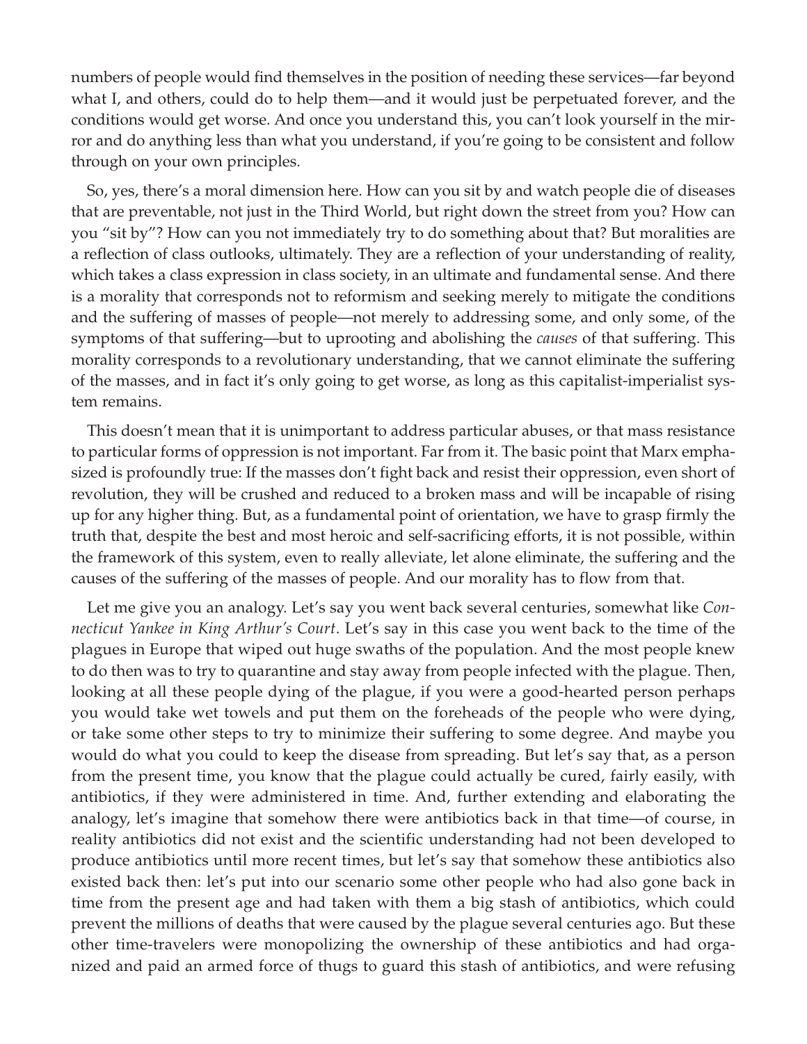numbers of people would find themselves in the position of needing these services—far beyond what I, and others, could do to help them—and it would just be perpetuated forever, and the conditions would get worse. And once you understand this, you can't look yourself in the mirror and do anything less than what you understand, if you're going to be consistent and follow through on your own principles.

So, yes, there's a moral dimension here. How can you sit by and watch people die of diseases that are preventable, not just in the Third World, but right down the street from you? How can you "sit by"? How can you not immediately try to do something about that? But moralities are a reflection of class outlooks, ultimately. They are a reflection of your understanding of reality, which takes a class expression in class society, in an ultimate and fundamental sense. And there is a morality that corresponds not to reformism and seeking merely to mitigate the conditions and the suffering of masses of people—not merely to addressing some, and only some, of the symptoms of that suffering—but to uprooting and abolishing the *causes* of that suffering. This morality corresponds to a revolutionary understanding, that we cannot eliminate the suffering of the masses, and in fact it's only going to get worse, as long as this capitalist-imperialist system remains.

This doesn't mean that it is unimportant to address particular abuses, or that mass resistance to particular forms of oppression is not important. Far from it. The basic point that Marx emphasized is profoundly true: If the masses don't fight back and resist their oppression, even short of revolution, they will be crushed and reduced to a broken mass and will be incapable of rising up for any higher thing. But, as a fundamental point of orientation, we have to grasp firmly the truth that, despite the best and most heroic and self-sacrificing efforts, it is not possible, within the framework of this system, even to really alleviate, let alone eliminate, the suffering and the causes of the suffering of the masses of people. And our morality has to flow from that.

Let me give you an analogy. Let's say you went back several centuries, somewhat like *Connecticut Yankee in King Arthur's Court*. Let's say in this case you went back to the time of the plagues in Europe that wiped out huge swaths of the population. And the most people knew to do then was to try to quarantine and stay away from people infected with the plague. Then, looking at all these people dying of the plague, if you were a good-hearted person perhaps you would take wet towels and put them on the foreheads of the people who were dying, or take some other steps to try to minimize their suffering to some degree. And maybe you would do what you could to keep the disease from spreading. But let's say that, as a person from the present time, you know that the plague could actually be cured, fairly easily, with antibiotics, if they were administered in time. And, further extending and elaborating the analogy, let's imagine that somehow there were antibiotics back in that time—of course, in reality antibiotics did not exist and the scientific understanding had not been developed to produce antibiotics until more recent times, but let's say that somehow these antibiotics also existed back then: let's put into our scenario some other people who had also gone back in time from the present age and had taken with them a big stash of antibiotics, which could prevent the millions of deaths that were caused by the plague several centuries ago. But these other time-travelers were monopolizing the ownership of these antibiotics and had organized and paid an armed force of thugs to guard this stash of antibiotics, and were refusing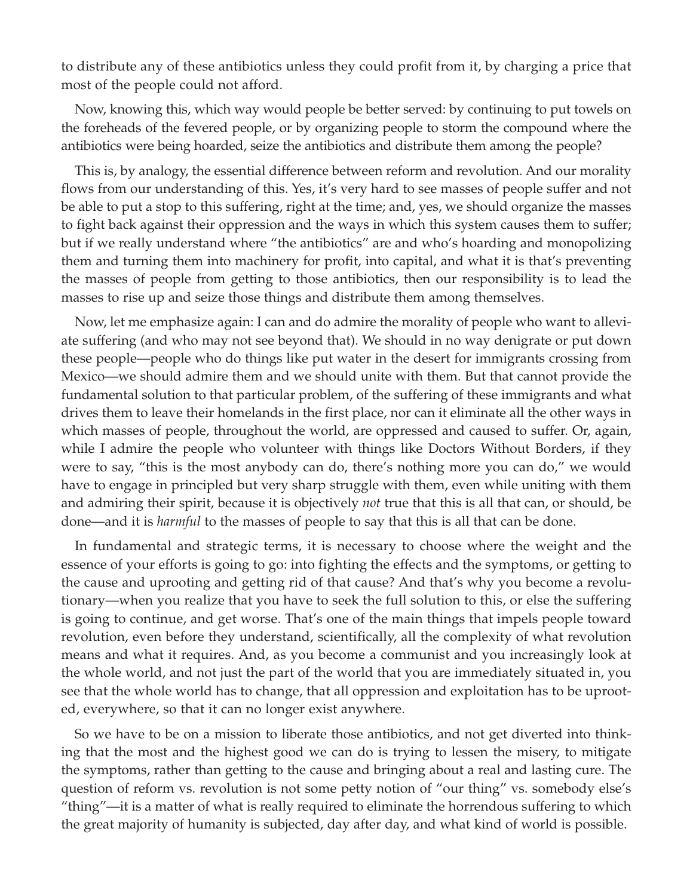to distribute any of these antibiotics unless they could profit from it, by charging a price that most of the people could not afford.

Now, knowing this, which way would people be better served: by continuing to put towels on the foreheads of the fevered people, or by organizing people to storm the compound where the antibiotics were being hoarded, seize the antibiotics and distribute them among the people?

This is, by analogy, the essential difference between reform and revolution. And our morality flows from our understanding of this. Yes, it's very hard to see masses of people suffer and not be able to put a stop to this suffering, right at the time; and, yes, we should organize the masses to fight back against their oppression and the ways in which this system causes them to suffer; but if we really understand where "the antibiotics" are and who's hoarding and monopolizing them and turning them into machinery for profit, into capital, and what it is that's preventing the masses of people from getting to those antibiotics, then our responsibility is to lead the masses to rise up and seize those things and distribute them among themselves.

Now, let me emphasize again: I can and do admire the morality of people who want to alleviate suffering (and who may not see beyond that). We should in no way denigrate or put down these people—people who do things like put water in the desert for immigrants crossing from Mexico—we should admire them and we should unite with them. But that cannot provide the fundamental solution to that particular problem, of the suffering of these immigrants and what drives them to leave their homelands in the first place, nor can it eliminate all the other ways in which masses of people, throughout the world, are oppressed and caused to suffer. Or, again, while I admire the people who volunteer with things like Doctors Without Borders, if they were to say, "this is the most anybody can do, there's nothing more you can do," we would have to engage in principled but very sharp struggle with them, even while uniting with them and admiring their spirit, because it is objectively *not* true that this is all that can, or should, be done—and it is *harmful* to the masses of people to say that this is all that can be done.

In fundamental and strategic terms, it is necessary to choose where the weight and the essence of your efforts is going to go: into fighting the effects and the symptoms, or getting to the cause and uprooting and getting rid of that cause? And that's why you become a revolutionary—when you realize that you have to seek the full solution to this, or else the suffering is going to continue, and get worse. That's one of the main things that impels people toward revolution, even before they understand, scientifically, all the complexity of what revolution means and what it requires. And, as you become a communist and you increasingly look at the whole world, and not just the part of the world that you are immediately situated in, you see that the whole world has to change, that all oppression and exploitation has to be uprooted, everywhere, so that it can no longer exist anywhere.

So we have to be on a mission to liberate those antibiotics, and not get diverted into thinking that the most and the highest good we can do is trying to lessen the misery, to mitigate the symptoms, rather than getting to the cause and bringing about a real and lasting cure. The question of reform vs. revolution is not some petty notion of "our thing" vs. somebody else's "thing"—it is a matter of what is really required to eliminate the horrendous suffering to which the great majority of humanity is subjected, day after day, and what kind of world is possible.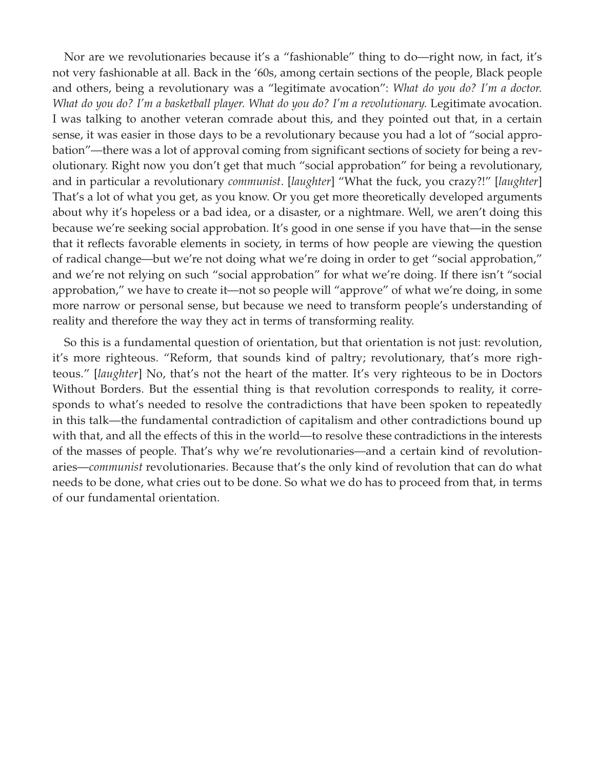Nor are we revolutionaries because it's a "fashionable" thing to do—right now, in fact, it's not very fashionable at all. Back in the '60s, among certain sections of the people, Black people and others, being a revolutionary was a "legitimate avocation": *What do you do? I'm a doctor. What do you do? I'm a basketball player. What do you do? I'm a revolutionary.* Legitimate avocation. I was talking to another veteran comrade about this, and they pointed out that, in a certain sense, it was easier in those days to be a revolutionary because you had a lot of "social approbation"—there was a lot of approval coming from significant sections of society for being a revolutionary. Right now you don't get that much "social approbation" for being a revolutionary, and in particular a revolutionary *communist*. [*laughter*] "What the fuck, you crazy?!" [*laughter*] That's a lot of what you get, as you know. Or you get more theoretically developed arguments about why it's hopeless or a bad idea, or a disaster, or a nightmare. Well, we aren't doing this because we're seeking social approbation. It's good in one sense if you have that—in the sense that it reflects favorable elements in society, in terms of how people are viewing the question of radical change—but we're not doing what we're doing in order to get "social approbation," and we're not relying on such "social approbation" for what we're doing. If there isn't "social approbation," we have to create it—not so people will "approve" of what we're doing, in some more narrow or personal sense, but because we need to transform people's understanding of reality and therefore the way they act in terms of transforming reality.

So this is a fundamental question of orientation, but that orientation is not just: revolution, it's more righteous. "Reform, that sounds kind of paltry; revolutionary, that's more righteous." [*laughter*] No, that's not the heart of the matter. It's very righteous to be in Doctors Without Borders. But the essential thing is that revolution corresponds to reality, it corresponds to what's needed to resolve the contradictions that have been spoken to repeatedly in this talk—the fundamental contradiction of capitalism and other contradictions bound up with that, and all the effects of this in the world—to resolve these contradictions in the interests of the masses of people. That's why we're revolutionaries—and a certain kind of revolutionaries—*communist* revolutionaries. Because that's the only kind of revolution that can do what needs to be done, what cries out to be done. So what we do has to proceed from that, in terms of our fundamental orientation.